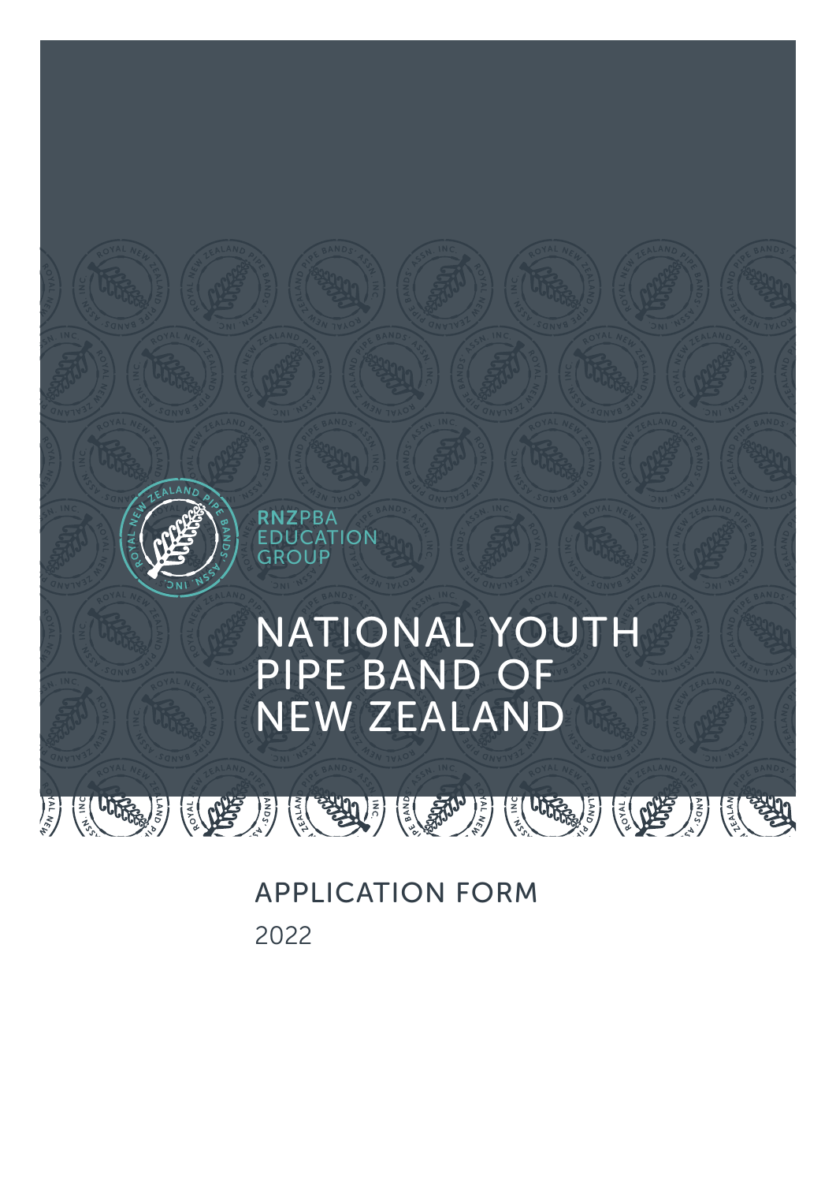RNZPBA EDUCATION GROUP

# NATIONAL YOUTH PIPE BAND OF NEW ZEALAND

## APPLICATION FORM

2022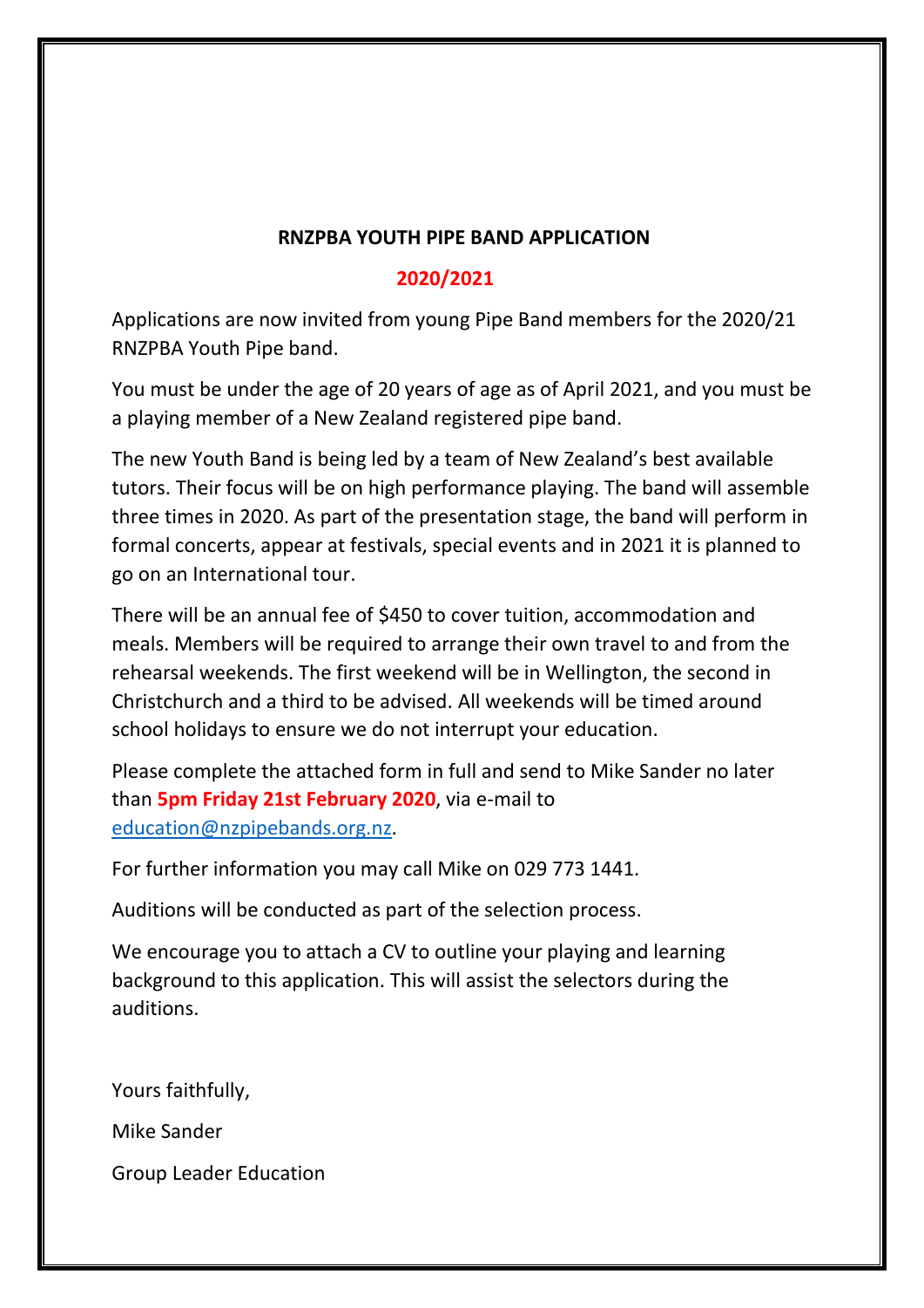**RNZPBA YOUTH PIPE BAND APPLICATION**

**2020/2021**

Applications are now invited from young Pipe Band members for the 2020/21 RNZPBA Youth Pipe band.

You must be under the age of 20 years of age as of April 2021, and you must be a playing member of a New Zealand registered pipe band.

The new Youth Band is being led by a team of New Zealand's best available tutors. Their focus will be on high performance playing. The band will assemble three times in 2020. As part of the presentation stage, the band will perform in formal concerts, appear at festivals, special events and in 2021 it is planned to go on an International tour.

There will be an annual fee of $450 to cover tuition, accommodation and meals. Members will be required to arrange their own travel to and from the rehearsal weekends. The first weekend will be in Wellington, the second in Christchurch and a third to be advised. All weekends will be timed around school holidays to ensure we do not interrupt your education.

Please complete the attached form in full and send to Mike Sander no later than **5pm Friday 21st February 2020**, via e-mail to [education@nzpipebands.org.nz](mailto:education@nzpipebands.org.nz).

For further information you may call Mike on 029 773 1441.

Auditions will be conducted as part of the selection process.

We encourage you to attach a CV to outline your playing and learning background to this application. This will assist the selectors during the auditions.

Yours faithfully,

Mike Sander

Group Leader Education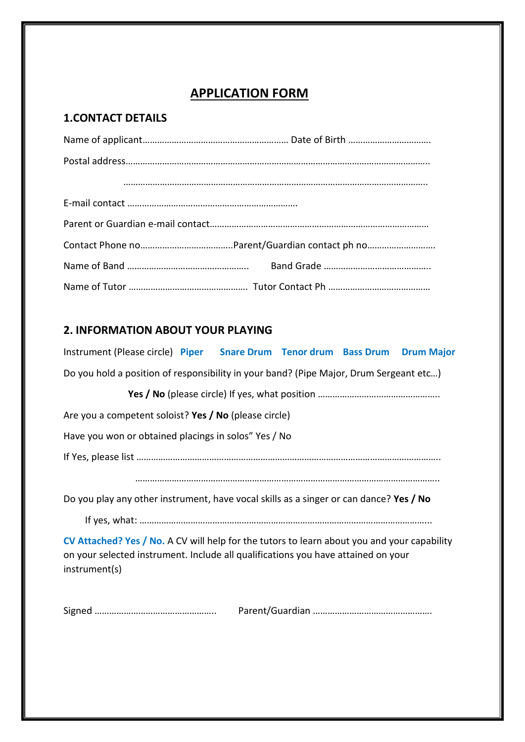# APPLICATION FORM

## 1.CONTACT DETAILS

Name of applicant…………………………………………………… Date of Birth …………………………….

Postal address…………………………………………………………………………………………………………..

……………………………………………………………………………………………………………..

E-mail contact …………………………………………………………….

Parent or Guardian e-mail contact………………………………………………………………………………

Contact Phone no……………………………….Parent/Guardian contact ph no……………………….

Name of Band ………………………………………….. Band Grade ……………………………………..

Name of Tutor …………………………………………. Tutor Contact Ph …………………………………

## 2. INFORMATION ABOUT YOUR PLAYING

Instrument (Please circle) **Piper** **Snare Drum** **Tenor drum** **Bass Drum** **Drum Major**

Do you hold a position of responsibility in your band? (Pipe Major, Drum Sergeant etc…)

**Yes / No** (please circle) If yes, what position …………………………………………..

Are you a competent soloist? **Yes / No** (please circle)

Have you won or obtained placings in solos" Yes / No

If Yes, please list ……………………………………………………………………………………………………..

……………………………………………………………………………………………………..

Do you play any other instrument, have vocal skills as a singer or can dance? **Yes / No**

If yes, what: ………………………………………………………………………………………………...

**CV Attached? Yes / No.** A CV will help for the tutors to learn about you and your capability on your selected instrument. Include all qualifications you have attained on your instrument(s)

Signed ………………………………………….. Parent/Guardian ………………………………………….